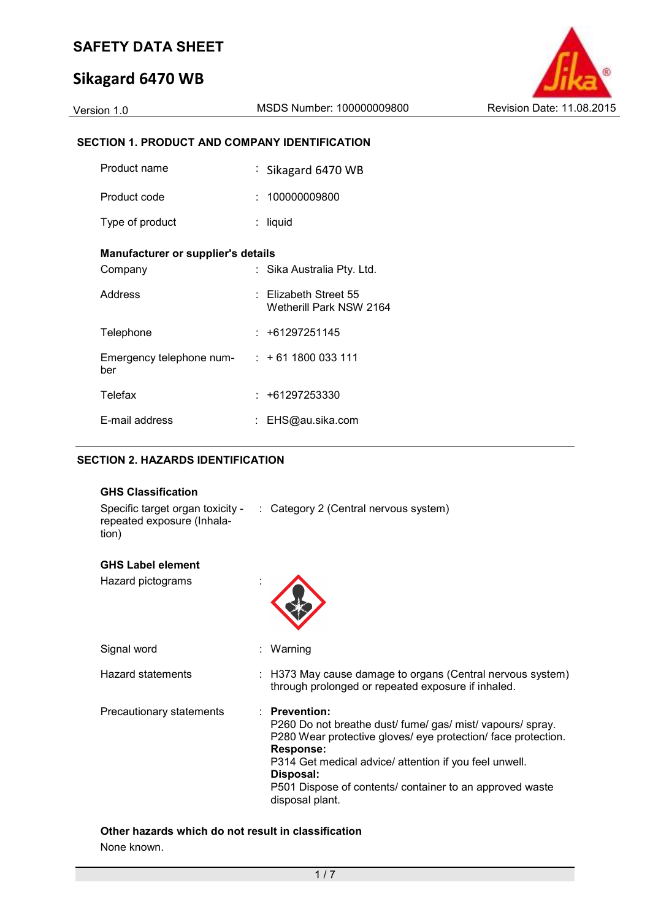# SAFETY DATA SHEET

# Sikagard 6470 WB

Version 1.0 | MSDS Number: 100000009800 | Revision Date: 11.08.2015

## SECTION 1. PRODUCT AND COMPANY IDENTIFICATION

| | | |
|---|---|---|
| Product name | : | Sikagard 6470 WB |
| Product code | : | 100000009800 |
| Type of product | : | liquid |

**Manufacturer or supplier's details**

| | | |
|---|---|---|
| Company | : | Sika Australia Pty. Ltd. |
| Address | : | Elizabeth Street 55<br>Wetherill Park NSW 2164 |
| Telephone | : | +61297251145 |
| Emergency telephone number | : | + 61 1800 033 111 |
| Telefax | : | +61297253330 |
| E-mail address | : | EHS@au.sika.com |

## SECTION 2. HAZARDS IDENTIFICATION

**GHS Classification**

| | | |
|---|---|---|
| Specific target organ toxicity - repeated exposure (Inhalation) | : | Category 2 (Central nervous system) |

**GHS Label element**

Hazard pictograms :

Signal word : Warning

Hazard statements : H373 May cause damage to organs (Central nervous system) through prolonged or repeated exposure if inhaled.

Precautionary statements :

**Prevention:**
P260 Do not breathe dust/ fume/ gas/ mist/ vapours/ spray.
P280 Wear protective gloves/ eye protection/ face protection.
**Response:**
P314 Get medical advice/ attention if you feel unwell.
**Disposal:**
P501 Dispose of contents/ container to an approved waste disposal plant.

**Other hazards which do not result in classification**

None known.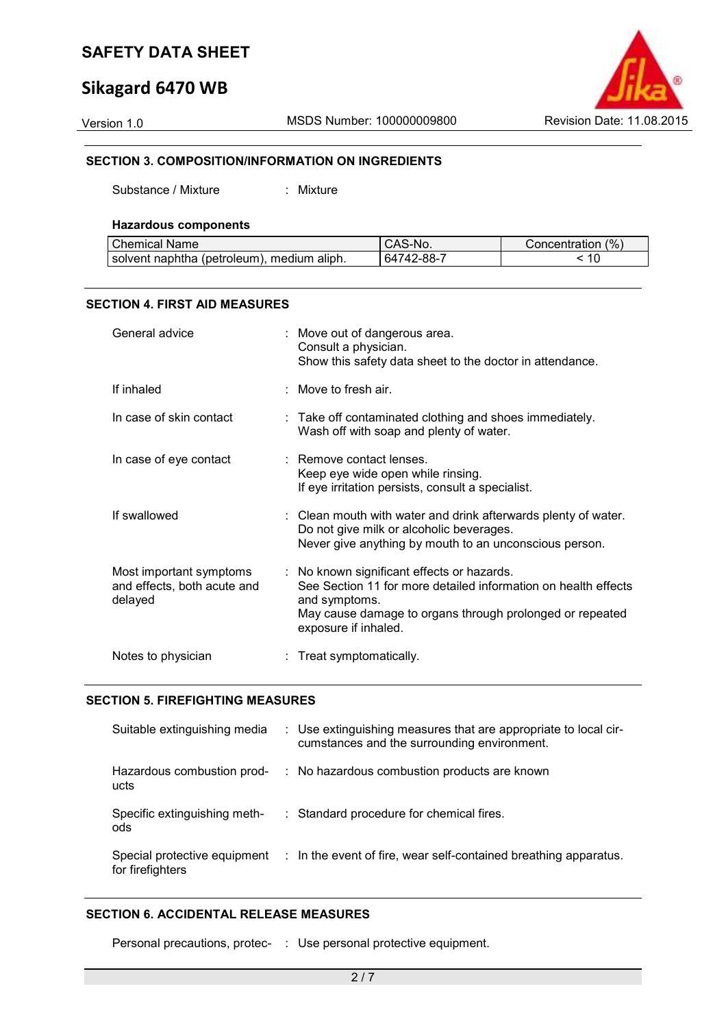## SECTION 3. COMPOSITION/INFORMATION ON INGREDIENTS

Substance / Mixture : Mixture

**Hazardous components**

| Chemical Name | CAS-No. | Concentration (%) |
|---|---|---|
| solvent naphtha (petroleum), medium aliph. | 64742-88-7 | < 10 |

## SECTION 4. FIRST AID MEASURES

General advice : Move out of dangerous area.
Consult a physician.
Show this safety data sheet to the doctor in attendance.

If inhaled : Move to fresh air.

In case of skin contact : Take off contaminated clothing and shoes immediately.
Wash off with soap and plenty of water.

In case of eye contact : Remove contact lenses.
Keep eye wide open while rinsing.
If eye irritation persists, consult a specialist.

If swallowed : Clean mouth with water and drink afterwards plenty of water.
Do not give milk or alcoholic beverages.
Never give anything by mouth to an unconscious person.

Most important symptoms and effects, both acute and delayed : No known significant effects or hazards.
See Section 11 for more detailed information on health effects and symptoms.
May cause damage to organs through prolonged or repeated exposure if inhaled.

Notes to physician : Treat symptomatically.

## SECTION 5. FIREFIGHTING MEASURES

Suitable extinguishing media : Use extinguishing measures that are appropriate to local circumstances and the surrounding environment.

Hazardous combustion products : No hazardous combustion products are known

Specific extinguishing methods : Standard procedure for chemical fires.

Special protective equipment for firefighters : In the event of fire, wear self-contained breathing apparatus.

## SECTION 6. ACCIDENTAL RELEASE MEASURES

Personal precautions, protec- : Use personal protective equipment.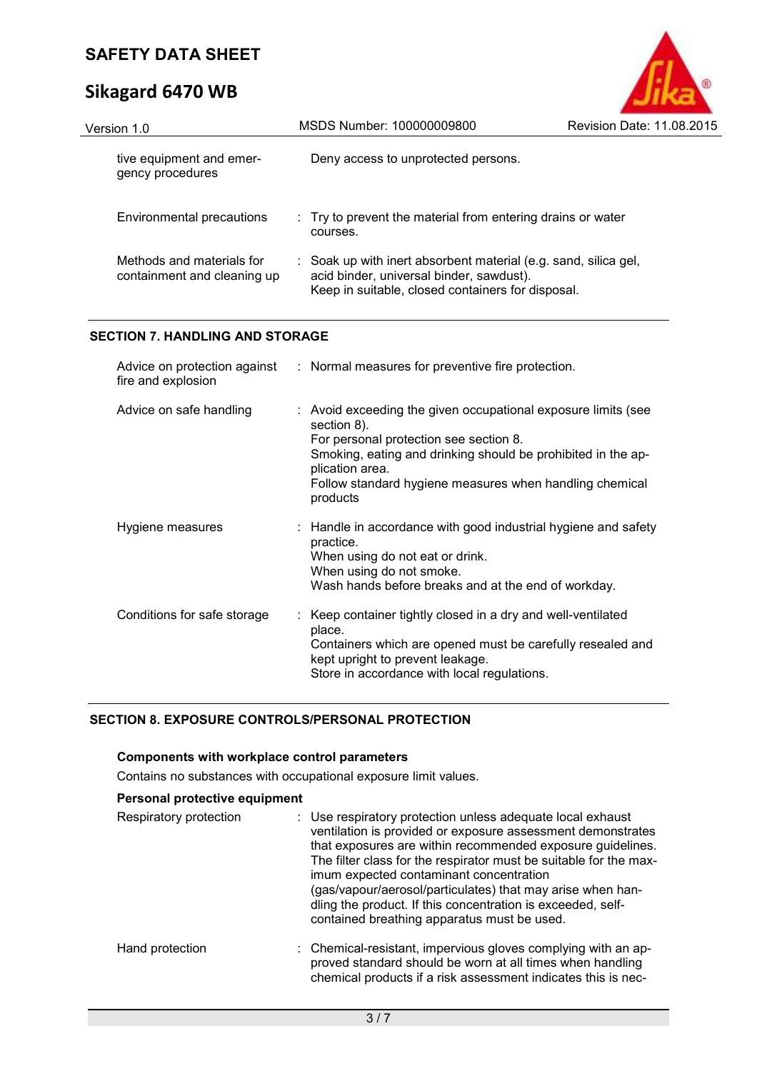| | |
|---|---|
| tive equipment and emergency procedures | Deny access to unprotected persons. |
| Environmental precautions | : Try to prevent the material from entering drains or water courses. |
| Methods and materials for containment and cleaning up | : Soak up with inert absorbent material (e.g. sand, silica gel, acid binder, universal binder, sawdust).<br>Keep in suitable, closed containers for disposal. |

## SECTION 7. HANDLING AND STORAGE

| | |
|---|---|
| Advice on protection against fire and explosion | : Normal measures for preventive fire protection. |
| Advice on safe handling | : Avoid exceeding the given occupational exposure limits (see section 8).<br>For personal protection see section 8.<br>Smoking, eating and drinking should be prohibited in the application area.<br>Follow standard hygiene measures when handling chemical products |
| Hygiene measures | : Handle in accordance with good industrial hygiene and safety practice.<br>When using do not eat or drink.<br>When using do not smoke.<br>Wash hands before breaks and at the end of workday. |
| Conditions for safe storage | : Keep container tightly closed in a dry and well-ventilated place.<br>Containers which are opened must be carefully resealed and kept upright to prevent leakage.<br>Store in accordance with local regulations. |

## SECTION 8. EXPOSURE CONTROLS/PERSONAL PROTECTION

### Components with workplace control parameters

Contains no substances with occupational exposure limit values.

### Personal protective equipment

| | |
|---|---|
| Respiratory protection | : Use respiratory protection unless adequate local exhaust ventilation is provided or exposure assessment demonstrates that exposures are within recommended exposure guidelines.<br>The filter class for the respirator must be suitable for the maximum expected contaminant concentration (gas/vapour/aerosol/particulates) that may arise when handling the product. If this concentration is exceeded, self-contained breathing apparatus must be used. |
| Hand protection | : Chemical-resistant, impervious gloves complying with an approved standard should be worn at all times when handling chemical products if a risk assessment indicates this is nec- |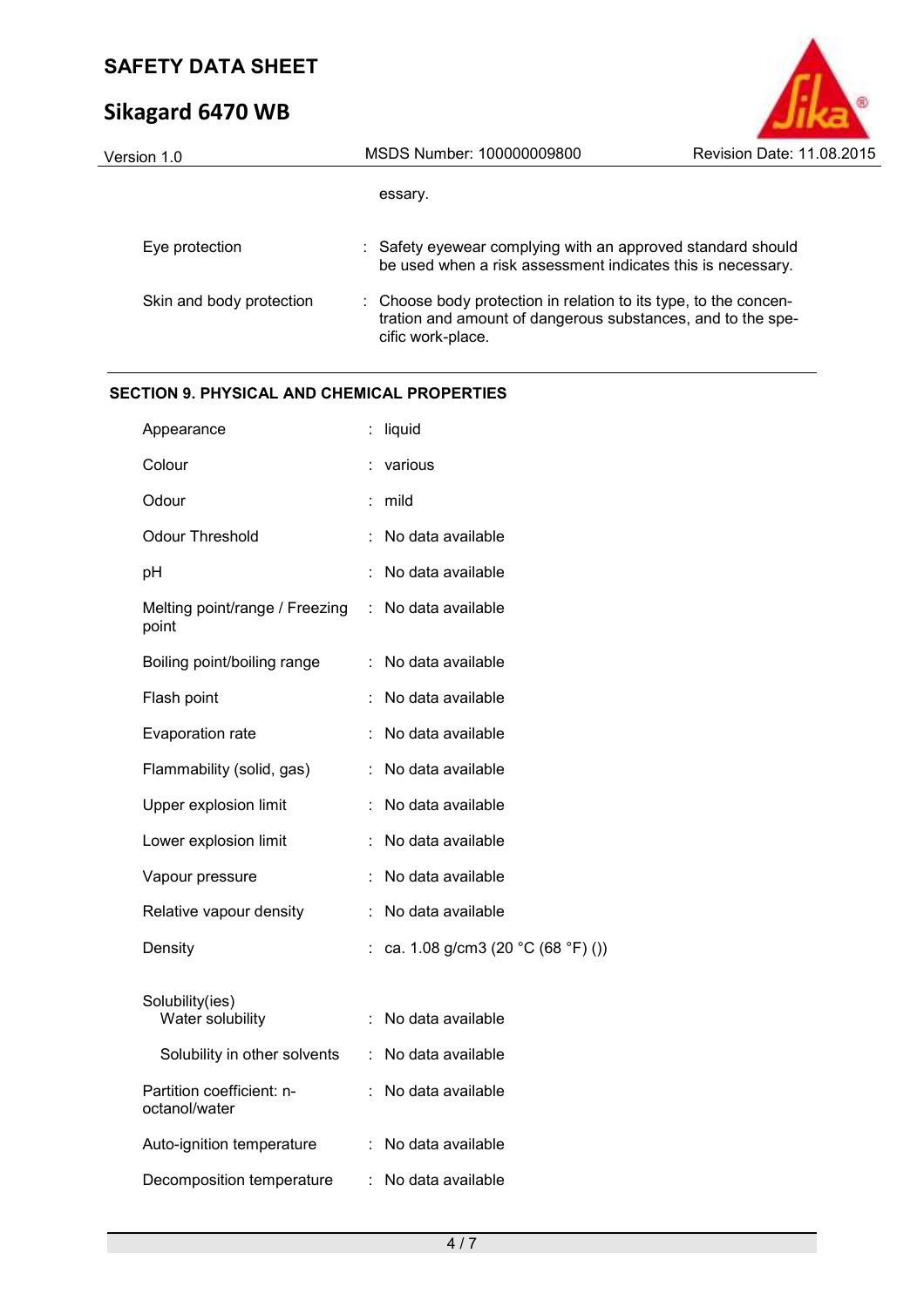essary.

| | | |
|---|---|---|
| Eye protection | : | Safety eyewear complying with an approved standard should be used when a risk assessment indicates this is necessary. |
| Skin and body protection | : | Choose body protection in relation to its type, to the concentration and amount of dangerous substances, and to the specific work-place. |

## SECTION 9. PHYSICAL AND CHEMICAL PROPERTIES

| | | |
|---|---|---|
| Appearance | : | liquid |
| Colour | : | various |
| Odour | : | mild |
| Odour Threshold | : | No data available |
| pH | : | No data available |
| Melting point/range / Freezing point | : | No data available |
| Boiling point/boiling range | : | No data available |
| Flash point | : | No data available |
| Evaporation rate | : | No data available |
| Flammability (solid, gas) | : | No data available |
| Upper explosion limit | : | No data available |
| Lower explosion limit | : | No data available |
| Vapour pressure | : | No data available |
| Relative vapour density | : | No data available |
| Density | : | ca. 1.08 g/cm3 (20 °C (68 °F) ()) |
| Solubility(ies) | | |
| Water solubility | : | No data available |
| Solubility in other solvents | : | No data available |
| Partition coefficient: n-octanol/water | : | No data available |
| Auto-ignition temperature | : | No data available |
| Decomposition temperature | : | No data available |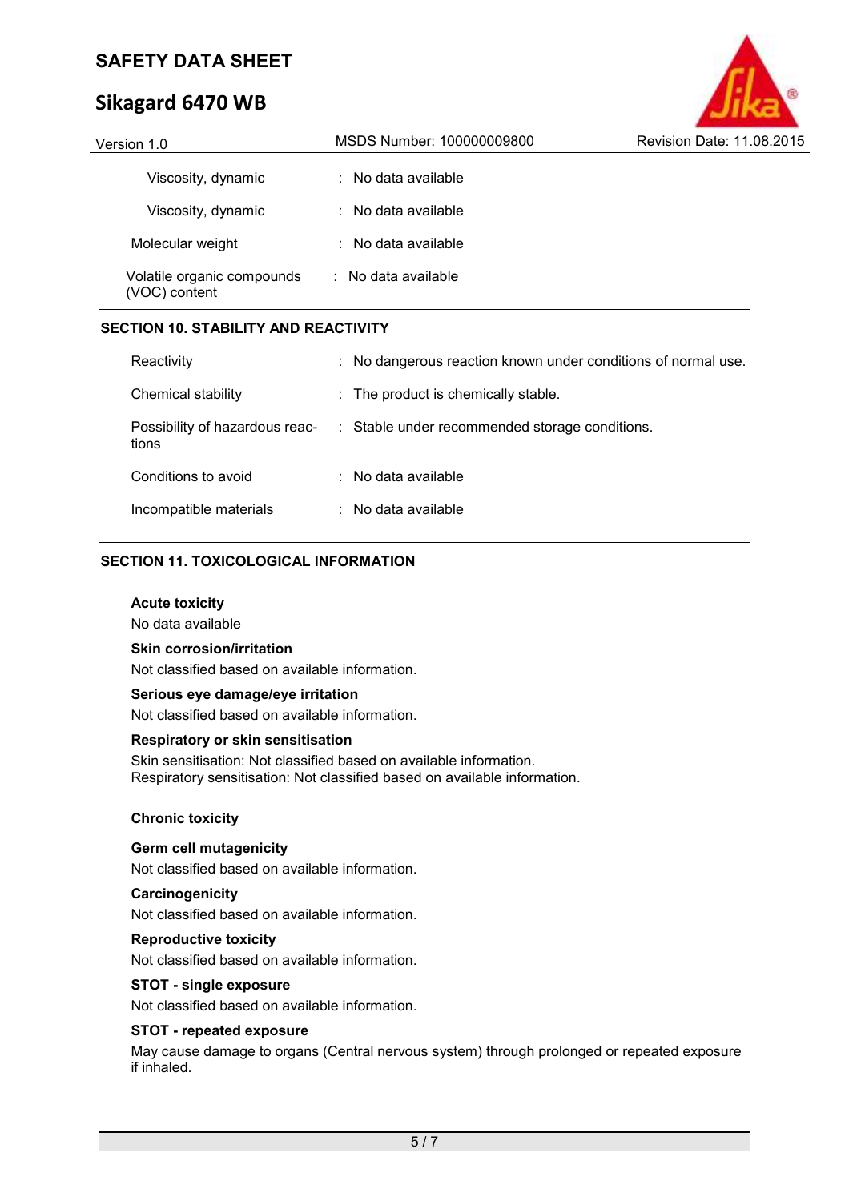| | | |
|---|---|---|
| Viscosity, dynamic | : | No data available |
| Viscosity, dynamic | : | No data available |
| Molecular weight | : | No data available |
| Volatile organic compounds (VOC) content | : | No data available |

## SECTION 10. STABILITY AND REACTIVITY

| | | |
|---|---|---|
| Reactivity | : | No dangerous reaction known under conditions of normal use. |
| Chemical stability | : | The product is chemically stable. |
| Possibility of hazardous reactions | : | Stable under recommended storage conditions. |
| Conditions to avoid | : | No data available |
| Incompatible materials | : | No data available |

## SECTION 11. TOXICOLOGICAL INFORMATION

**Acute toxicity**

No data available

**Skin corrosion/irritation**

Not classified based on available information.

**Serious eye damage/eye irritation**

Not classified based on available information.

**Respiratory or skin sensitisation**

Skin sensitisation: Not classified based on available information.
Respiratory sensitisation: Not classified based on available information.

**Chronic toxicity**

**Germ cell mutagenicity**

Not classified based on available information.

**Carcinogenicity**

Not classified based on available information.

**Reproductive toxicity**

Not classified based on available information.

**STOT - single exposure**

Not classified based on available information.

**STOT - repeated exposure**

May cause damage to organs (Central nervous system) through prolonged or repeated exposure if inhaled.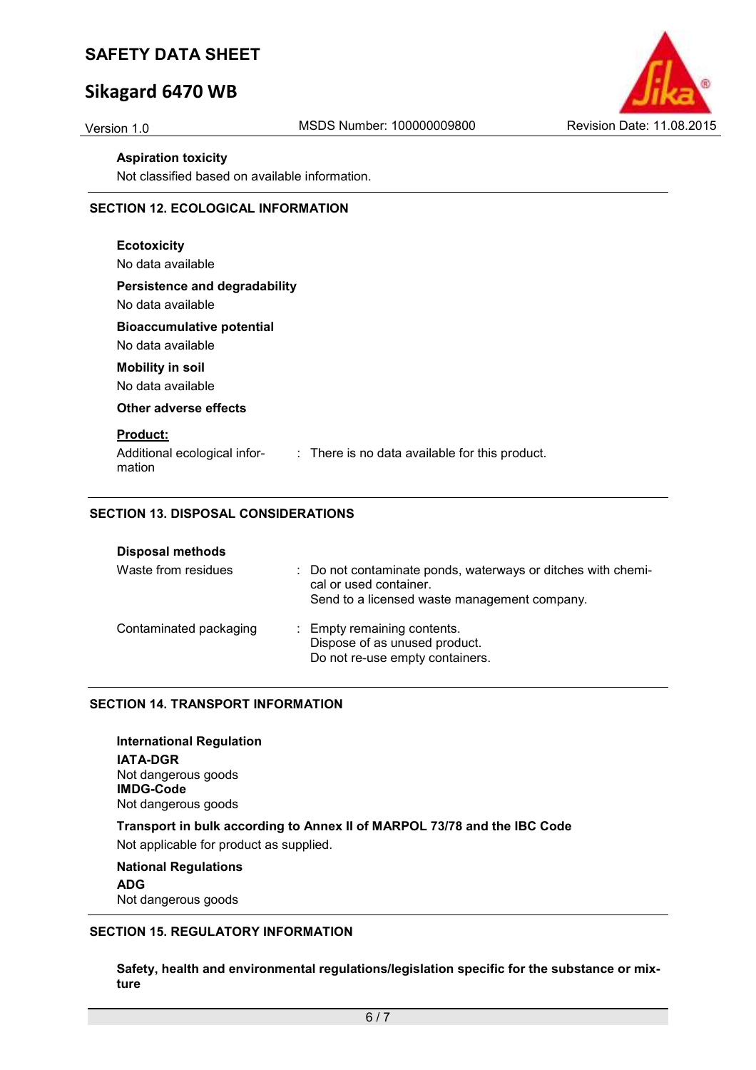**Aspiration toxicity**

Not classified based on available information.

## SECTION 12. ECOLOGICAL INFORMATION

**Ecotoxicity**

No data available

**Persistence and degradability**

No data available

**Bioaccumulative potential**

No data available

**Mobility in soil**

No data available

**Other adverse effects**

**Product:**

Additional ecological information : There is no data available for this product.

## SECTION 13. DISPOSAL CONSIDERATIONS

**Disposal methods**

| | |
|---|---|
| Waste from residues | : Do not contaminate ponds, waterways or ditches with chemical or used container.<br>Send to a licensed waste management company. |
| Contaminated packaging | : Empty remaining contents.<br>Dispose of as unused product.<br>Do not re-use empty containers. |

## SECTION 14. TRANSPORT INFORMATION

**International Regulation**

**IATA-DGR**

Not dangerous goods

**IMDG-Code**

Not dangerous goods

**Transport in bulk according to Annex II of MARPOL 73/78 and the IBC Code**

Not applicable for product as supplied.

**National Regulations**

**ADG**

Not dangerous goods

## SECTION 15. REGULATORY INFORMATION

**Safety, health and environmental regulations/legislation specific for the substance or mixture**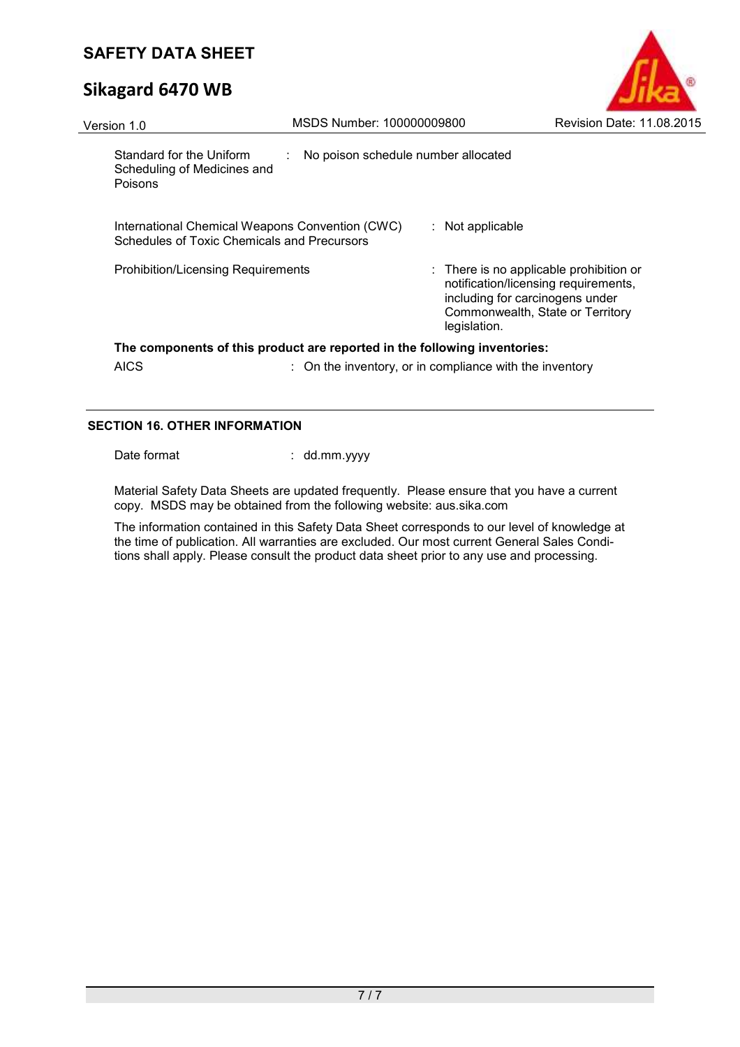| | |
|---|---|
| Standard for the Uniform Scheduling of Medicines and Poisons | : No poison schedule number allocated |
| International Chemical Weapons Convention (CWC) Schedules of Toxic Chemicals and Precursors | : Not applicable |
| Prohibition/Licensing Requirements | : There is no applicable prohibition or notification/licensing requirements, including for carcinogens under Commonwealth, State or Territory legislation. |

**The components of this product are reported in the following inventories:**

| | |
|---|---|
| AICS | : On the inventory, or in compliance with the inventory |

## SECTION 16. OTHER INFORMATION

| | |
|---|---|
| Date format | : dd.mm.yyyy |

Material Safety Data Sheets are updated frequently. Please ensure that you have a current copy. MSDS may be obtained from the following website: aus.sika.com

The information contained in this Safety Data Sheet corresponds to our level of knowledge at the time of publication. All warranties are excluded. Our most current General Sales Conditions shall apply. Please consult the product data sheet prior to any use and processing.